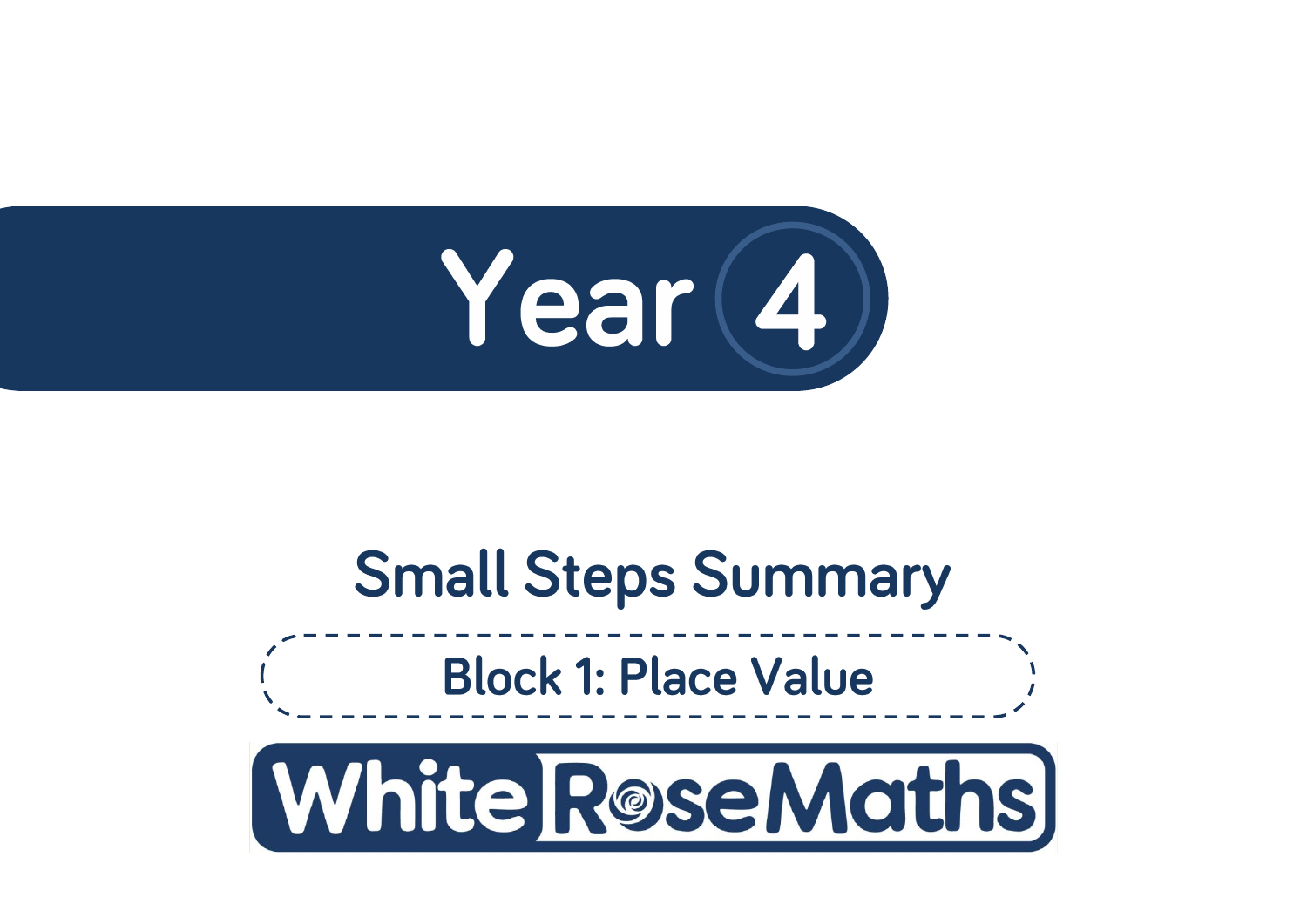# Year 4

## Small Steps Summary

### Block 1: Place Value

White Rose Maths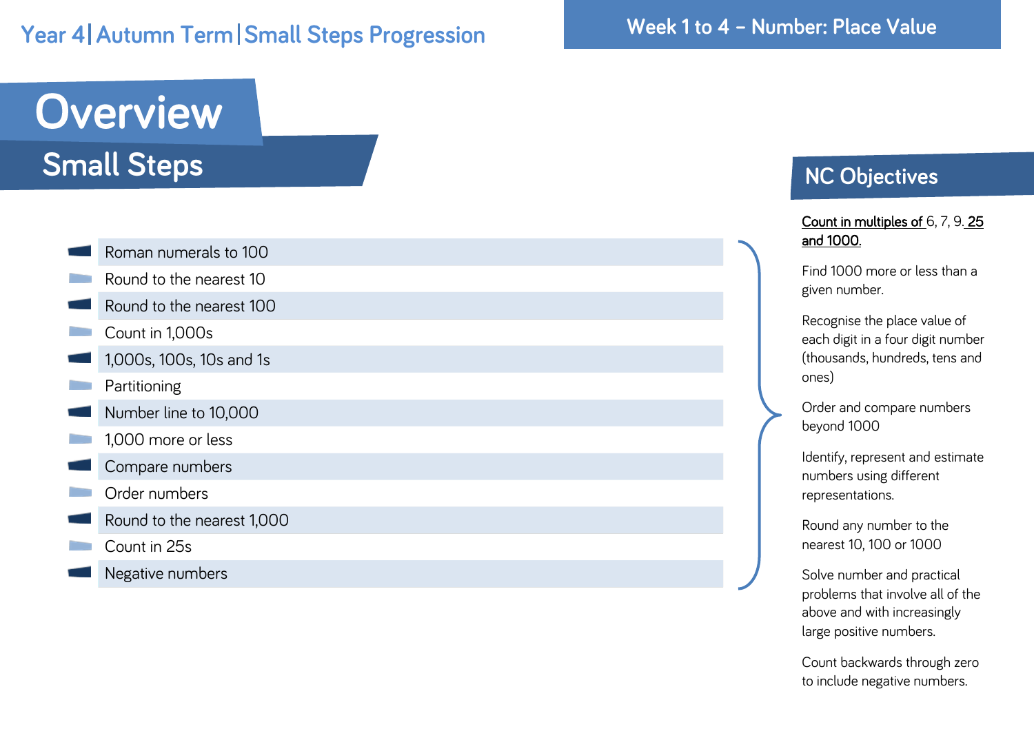Year 4 | Autumn Term | Small Steps Progression

Week 1 to 4 – Number: Place Value

# Overview

## Small Steps

- Roman numerals to 100
- Round to the nearest 10
- Round to the nearest 100
- Count in 1,000s
- 1,000s, 100s, 10s and 1s
- Partitioning
- Number line to 10,000
- 1,000 more or less
- Compare numbers
- Order numbers
- Round to the nearest 1,000
- Count in 25s
- Negative numbers

## NC Objectives

Count in multiples of 6, 7, 9. 25 and 1000.

Find 1000 more or less than a given number.

Recognise the place value of each digit in a four digit number (thousands, hundreds, tens and ones)

Order and compare numbers beyond 1000

Identify, represent and estimate numbers using different representations.

Round any number to the nearest 10, 100 or 1000

Solve number and practical problems that involve all of the above and with increasingly large positive numbers.

Count backwards through zero to include negative numbers.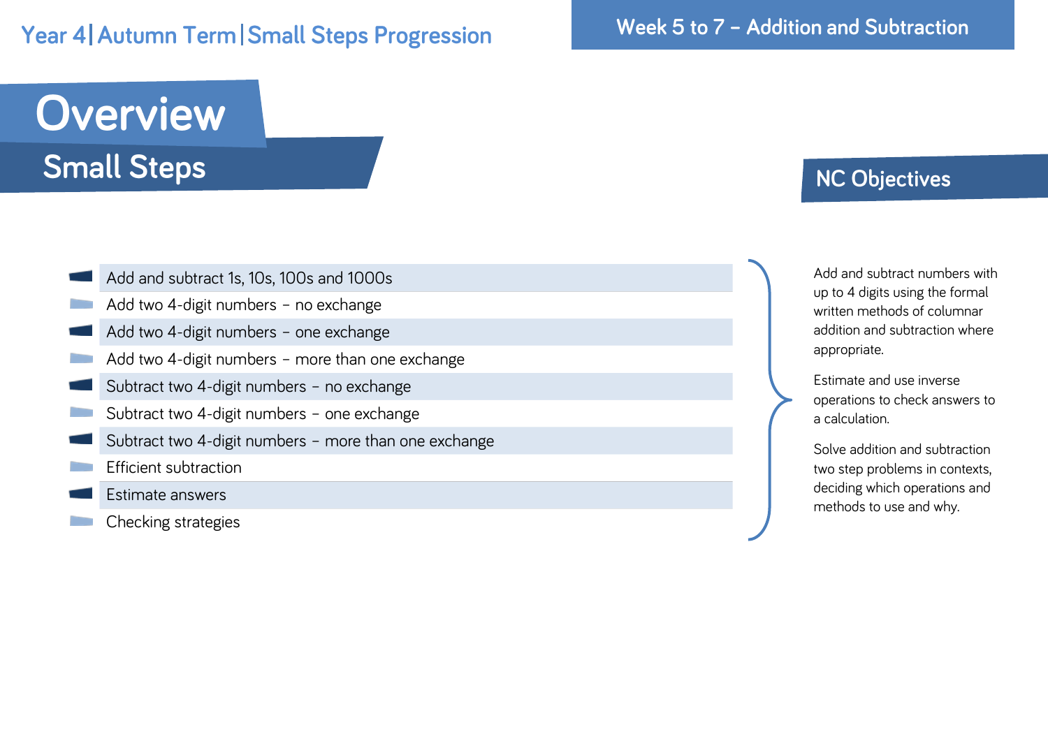Year 4 | Autumn Term | Small Steps Progression

**Week 5 to 7 – Addition and Subtraction**

# Overview

## Small Steps

- Add and subtract 1s, 10s, 100s and 1000s
- Add two 4-digit numbers – no exchange
- Add two 4-digit numbers – one exchange
- Add two 4-digit numbers – more than one exchange
- Subtract two 4-digit numbers – no exchange
- Subtract two 4-digit numbers – one exchange
- Subtract two 4-digit numbers – more than one exchange
- Efficient subtraction
- Estimate answers
- Checking strategies

## NC Objectives

Add and subtract numbers with up to 4 digits using the formal written methods of columnar addition and subtraction where appropriate.

Estimate and use inverse operations to check answers to a calculation.

Solve addition and subtraction two step problems in contexts, deciding which operations and methods to use and why.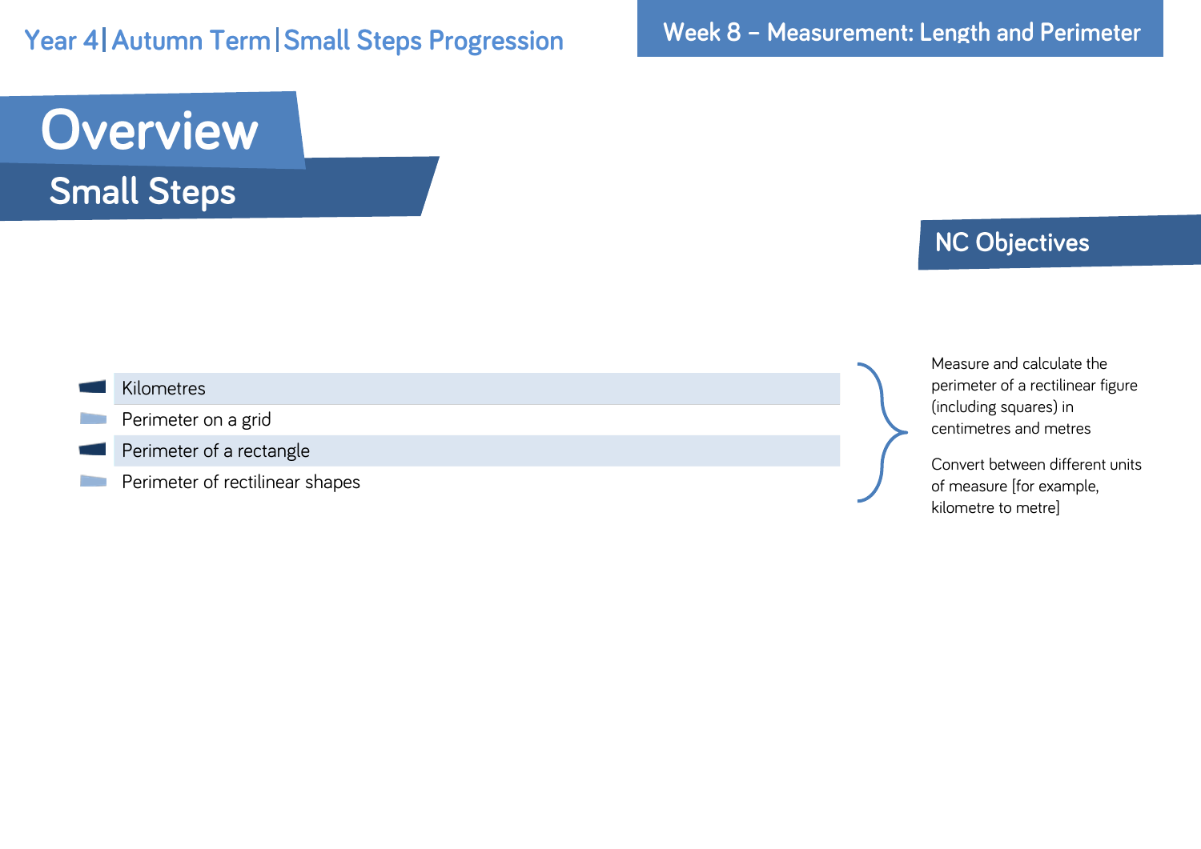Year 4 | Autumn Term | Small Steps Progression

Week 8 – Measurement: Length and Perimeter

# Overview

## Small Steps

- Kilometres
- Perimeter on a grid
- Perimeter of a rectangle
- Perimeter of rectilinear shapes

## NC Objectives

Measure and calculate the perimeter of a rectilinear figure (including squares) in centimetres and metres

Convert between different units of measure [for example, kilometre to metre]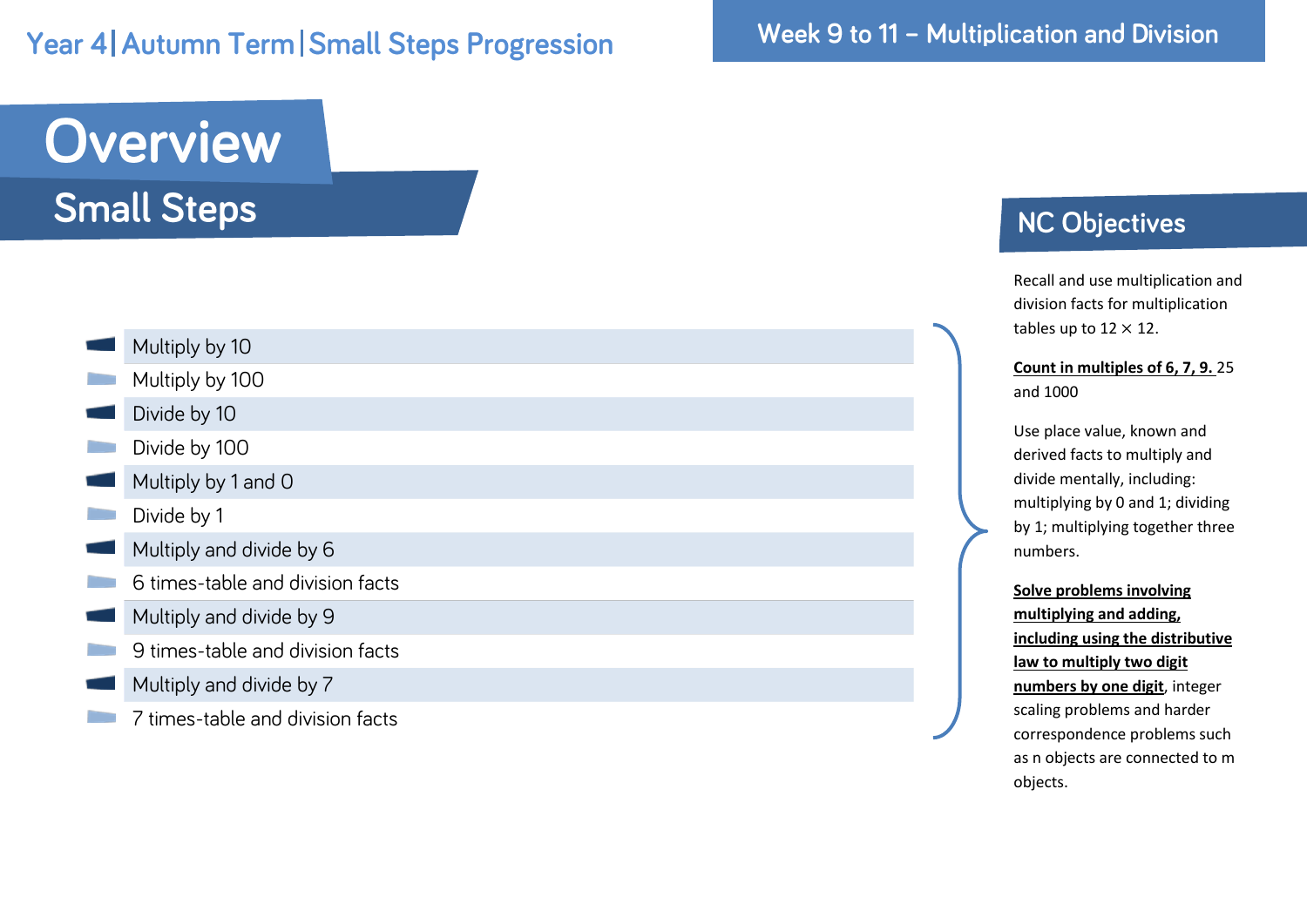Year 4 | Autumn Term | Small Steps Progression

Week 9 to 11 – Multiplication and Division

# Overview

## Small Steps

- Multiply by 10
- Multiply by 100
- Divide by 10
- Divide by 100
- Multiply by 1 and 0
- Divide by 1
- Multiply and divide by 6
- 6 times-table and division facts
- Multiply and divide by 9
- 9 times-table and division facts
- Multiply and divide by 7
- 7 times-table and division facts

## NC Objectives

Recall and use multiplication and division facts for multiplication tables up to 12 × 12.

**Count in multiples of 6, 7, 9.** 25 and 1000

Use place value, known and derived facts to multiply and divide mentally, including: multiplying by 0 and 1; dividing by 1; multiplying together three numbers.

**Solve problems involving multiplying and adding, including using the distributive law to multiply two digit numbers by one digit**, integer scaling problems and harder correspondence problems such as n objects are connected to m objects.